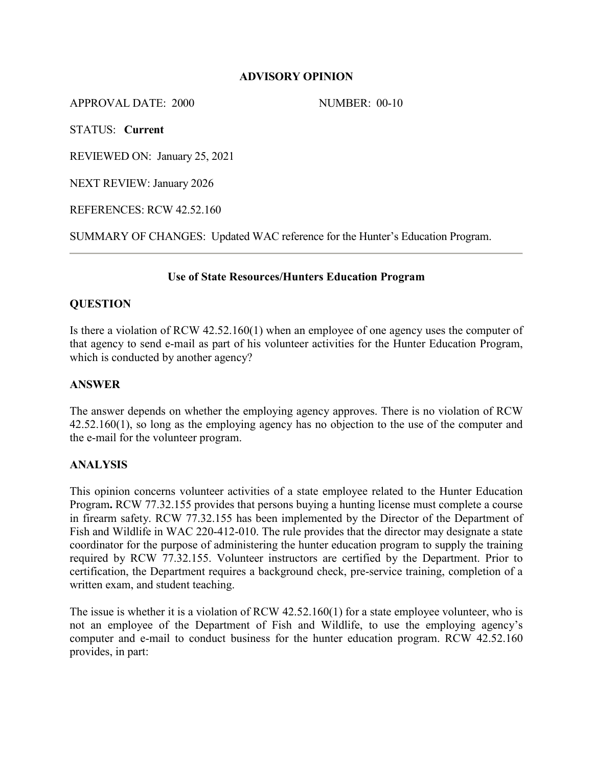# ADVISORY OPINION

APPROVAL DATE: 2000 NUMBER: 00-10

STATUS: **Current**

REVIEWED ON: January 25, 2021

NEXT REVIEW: January 2026

REFERENCES: RCW 42.52.160

SUMMARY OF CHANGES: Updated WAC reference for the Hunter's Education Program.

---

## Use of State Resources/Hunters Education Program

### QUESTION

Is there a violation of RCW 42.52.160(1) when an employee of one agency uses the computer of that agency to send e-mail as part of his volunteer activities for the Hunter Education Program, which is conducted by another agency?

### ANSWER

The answer depends on whether the employing agency approves. There is no violation of RCW 42.52.160(1), so long as the employing agency has no objection to the use of the computer and the e-mail for the volunteer program.

### ANALYSIS

This opinion concerns volunteer activities of a state employee related to the Hunter Education Program**.** RCW 77.32.155 provides that persons buying a hunting license must complete a course in firearm safety. RCW 77.32.155 has been implemented by the Director of the Department of Fish and Wildlife in WAC 220-412-010. The rule provides that the director may designate a state coordinator for the purpose of administering the hunter education program to supply the training required by RCW 77.32.155. Volunteer instructors are certified by the Department. Prior to certification, the Department requires a background check, pre-service training, completion of a written exam, and student teaching.

The issue is whether it is a violation of RCW 42.52.160(1) for a state employee volunteer, who is not an employee of the Department of Fish and Wildlife, to use the employing agency's computer and e-mail to conduct business for the hunter education program. RCW 42.52.160 provides, in part: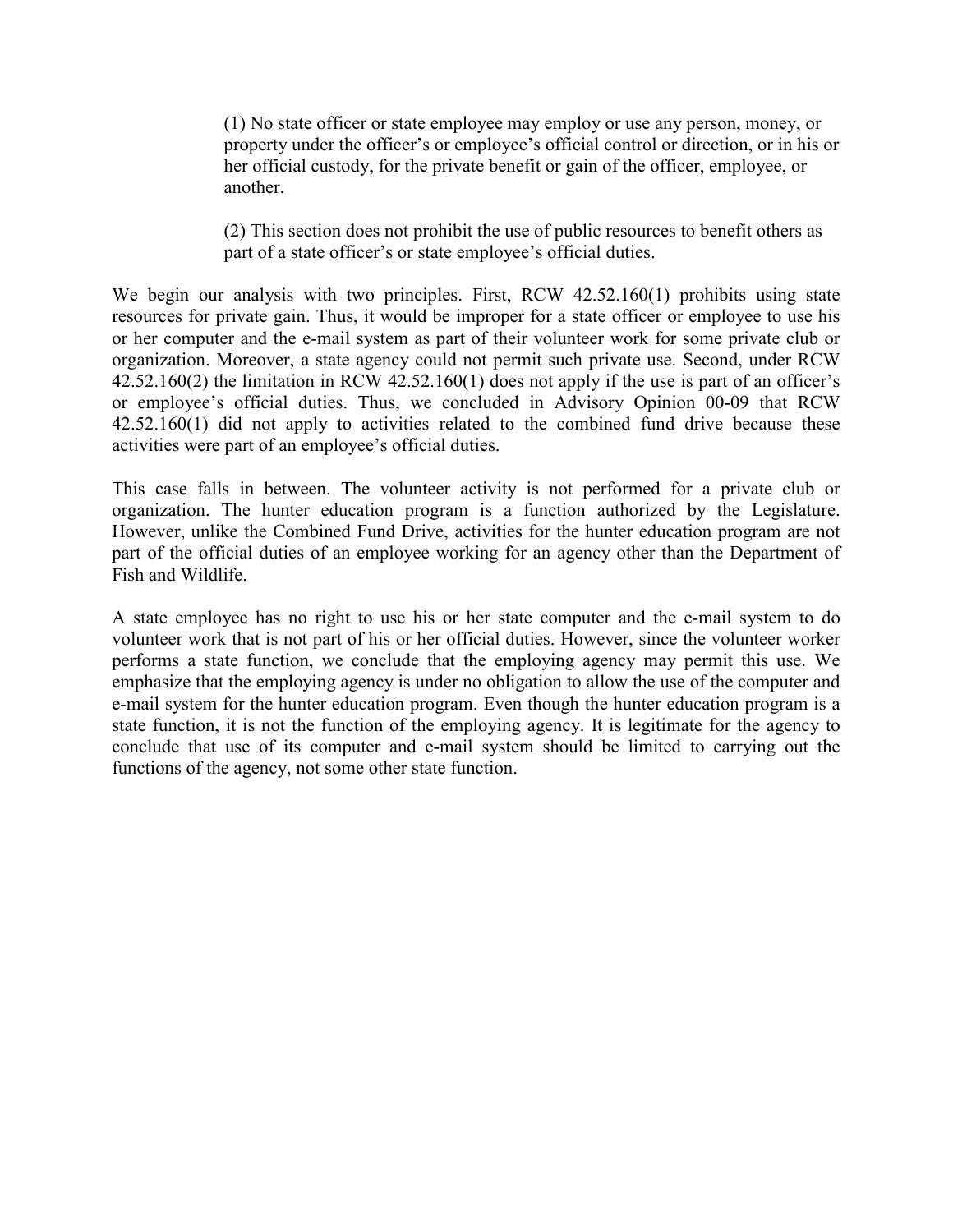> (1) No state officer or state employee may employ or use any person, money, or property under the officer's or employee's official control or direction, or in his or her official custody, for the private benefit or gain of the officer, employee, or another.
>
> (2) This section does not prohibit the use of public resources to benefit others as part of a state officer's or state employee's official duties.

We begin our analysis with two principles. First, RCW 42.52.160(1) prohibits using state resources for private gain. Thus, it would be improper for a state officer or employee to use his or her computer and the e-mail system as part of their volunteer work for some private club or organization. Moreover, a state agency could not permit such private use. Second, under RCW 42.52.160(2) the limitation in RCW 42.52.160(1) does not apply if the use is part of an officer's or employee's official duties. Thus, we concluded in Advisory Opinion 00-09 that RCW 42.52.160(1) did not apply to activities related to the combined fund drive because these activities were part of an employee's official duties.

This case falls in between. The volunteer activity is not performed for a private club or organization. The hunter education program is a function authorized by the Legislature. However, unlike the Combined Fund Drive, activities for the hunter education program are not part of the official duties of an employee working for an agency other than the Department of Fish and Wildlife.

A state employee has no right to use his or her state computer and the e-mail system to do volunteer work that is not part of his or her official duties. However, since the volunteer worker performs a state function, we conclude that the employing agency may permit this use. We emphasize that the employing agency is under no obligation to allow the use of the computer and e-mail system for the hunter education program. Even though the hunter education program is a state function, it is not the function of the employing agency. It is legitimate for the agency to conclude that use of its computer and e-mail system should be limited to carrying out the functions of the agency, not some other state function.